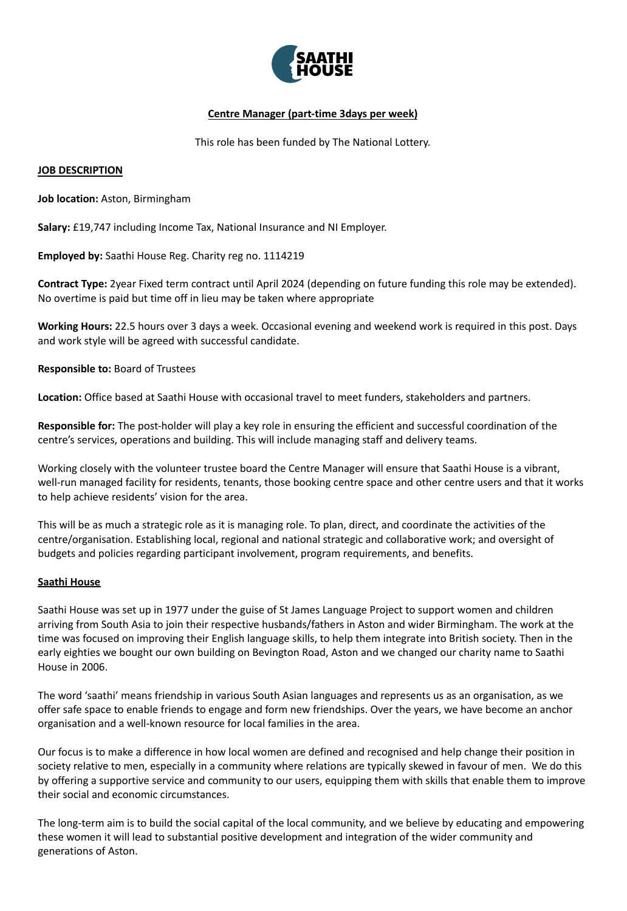# Centre Manager (part-time 3days per week)

This role has been funded by The National Lottery.

## JOB DESCRIPTION

**Job location:** Aston, Birmingham

**Salary:** £19,747 including Income Tax, National Insurance and NI Employer.

**Employed by:** Saathi House Reg. Charity reg no. 1114219

**Contract Type:** 2year Fixed term contract until April 2024 (depending on future funding this role may be extended). No overtime is paid but time off in lieu may be taken where appropriate

**Working Hours:** 22.5 hours over 3 days a week. Occasional evening and weekend work is required in this post. Days and work style will be agreed with successful candidate.

**Responsible to:** Board of Trustees

**Location:** Office based at Saathi House with occasional travel to meet funders, stakeholders and partners.

**Responsible for:** The post-holder will play a key role in ensuring the efficient and successful coordination of the centre's services, operations and building. This will include managing staff and delivery teams.

Working closely with the volunteer trustee board the Centre Manager will ensure that Saathi House is a vibrant, well-run managed facility for residents, tenants, those booking centre space and other centre users and that it works to help achieve residents' vision for the area.

This will be as much a strategic role as it is managing role. To plan, direct, and coordinate the activities of the centre/organisation. Establishing local, regional and national strategic and collaborative work; and oversight of budgets and policies regarding participant involvement, program requirements, and benefits.

## Saathi House

Saathi House was set up in 1977 under the guise of St James Language Project to support women and children arriving from South Asia to join their respective husbands/fathers in Aston and wider Birmingham. The work at the time was focused on improving their English language skills, to help them integrate into British society. Then in the early eighties we bought our own building on Bevington Road, Aston and we changed our charity name to Saathi House in 2006.

The word 'saathi' means friendship in various South Asian languages and represents us as an organisation, as we offer safe space to enable friends to engage and form new friendships. Over the years, we have become an anchor organisation and a well-known resource for local families in the area.

Our focus is to make a difference in how local women are defined and recognised and help change their position in society relative to men, especially in a community where relations are typically skewed in favour of men. We do this by offering a supportive service and community to our users, equipping them with skills that enable them to improve their social and economic circumstances.

The long-term aim is to build the social capital of the local community, and we believe by educating and empowering these women it will lead to substantial positive development and integration of the wider community and generations of Aston.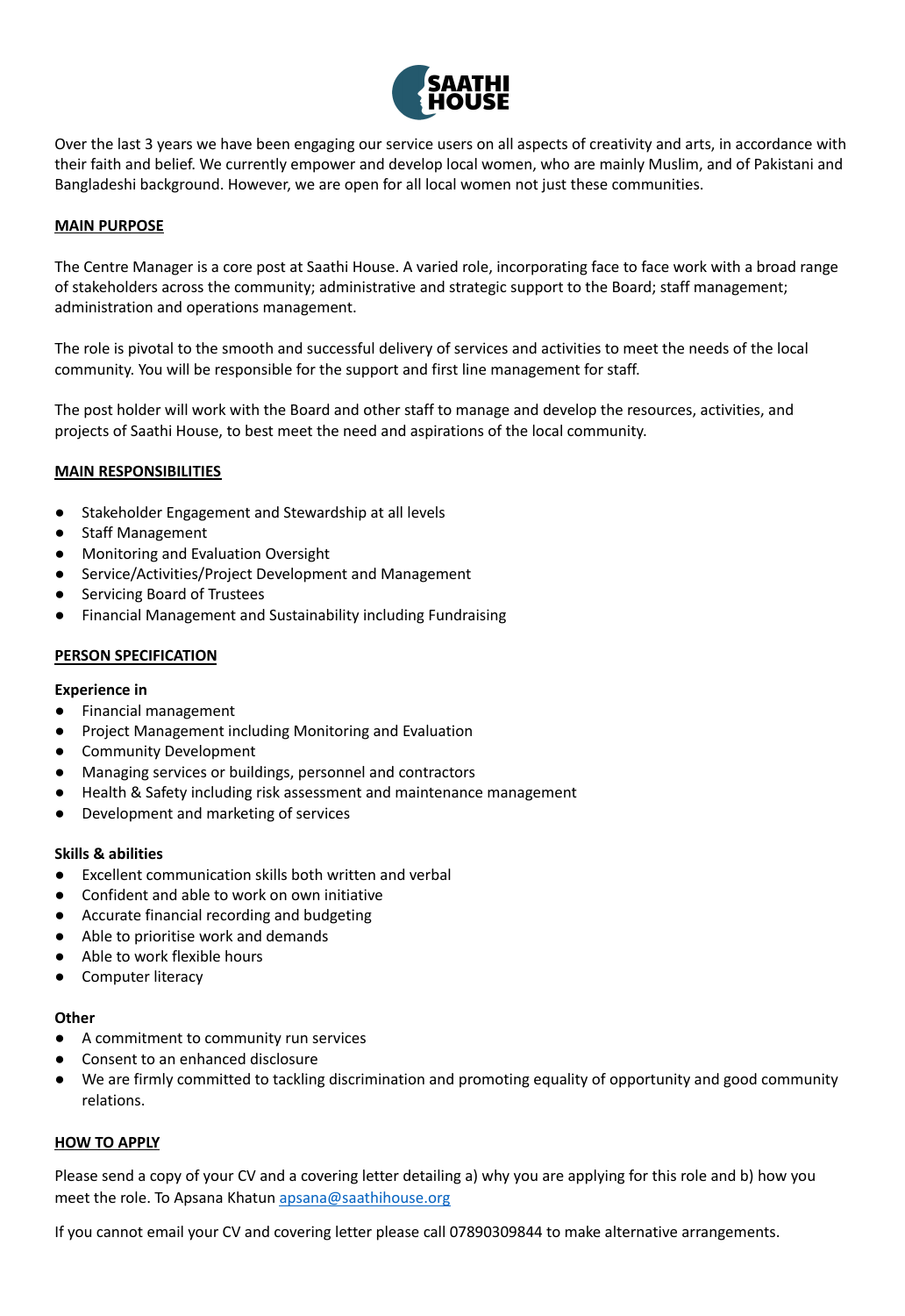Over the last 3 years we have been engaging our service users on all aspects of creativity and arts, in accordance with their faith and belief. We currently empower and develop local women, who are mainly Muslim, and of Pakistani and Bangladeshi background. However, we are open for all local women not just these communities.

## MAIN PURPOSE

The Centre Manager is a core post at Saathi House. A varied role, incorporating face to face work with a broad range of stakeholders across the community; administrative and strategic support to the Board; staff management; administration and operations management.

The role is pivotal to the smooth and successful delivery of services and activities to meet the needs of the local community. You will be responsible for the support and first line management for staff.

The post holder will work with the Board and other staff to manage and develop the resources, activities, and projects of Saathi House, to best meet the need and aspirations of the local community.

## MAIN RESPONSIBILITIES

- Stakeholder Engagement and Stewardship at all levels
- Staff Management
- Monitoring and Evaluation Oversight
- Service/Activities/Project Development and Management
- Servicing Board of Trustees
- Financial Management and Sustainability including Fundraising

## PERSON SPECIFICATION

### Experience in

- Financial management
- Project Management including Monitoring and Evaluation
- Community Development
- Managing services or buildings, personnel and contractors
- Health & Safety including risk assessment and maintenance management
- Development and marketing of services

### Skills & abilities

- Excellent communication skills both written and verbal
- Confident and able to work on own initiative
- Accurate financial recording and budgeting
- Able to prioritise work and demands
- Able to work flexible hours
- Computer literacy

### Other

- A commitment to community run services
- Consent to an enhanced disclosure
- We are firmly committed to tackling discrimination and promoting equality of opportunity and good community relations.

## HOW TO APPLY

Please send a copy of your CV and a covering letter detailing a) why you are applying for this role and b) how you meet the role. To Apsana Khatun apsana@saathihouse.org

If you cannot email your CV and covering letter please call 07890309844 to make alternative arrangements.